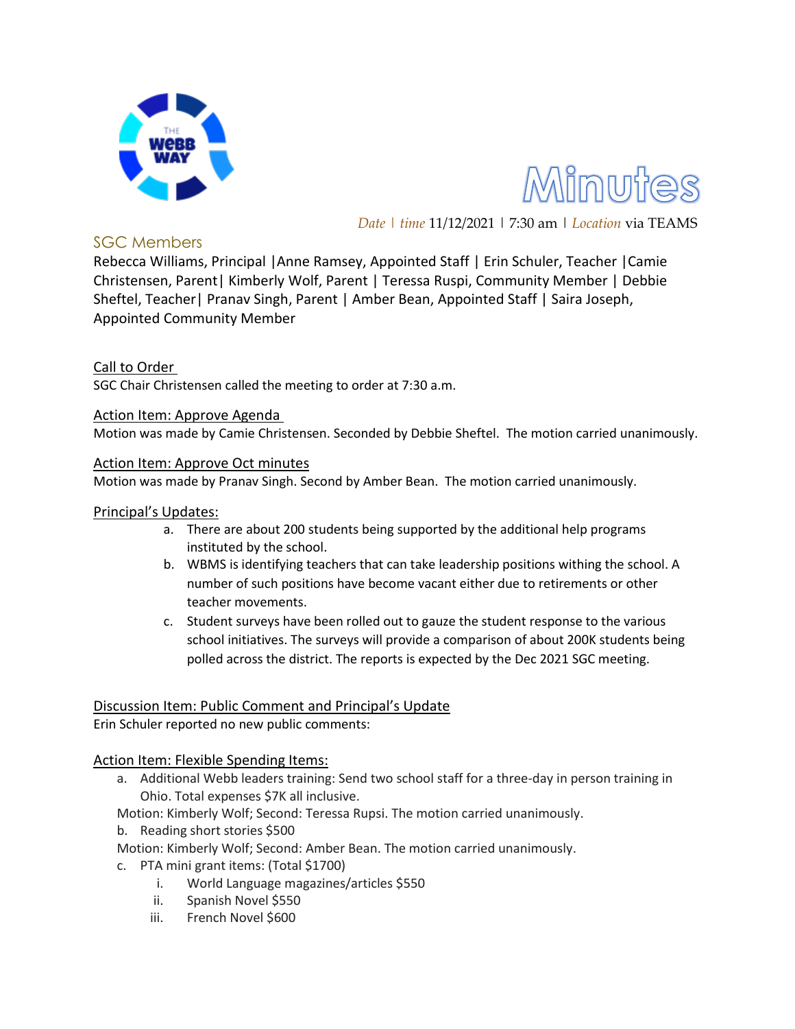THE WEBB WAY

# Minutes

*Date* | *time* 11/12/2021 | 7:30 am | *Location* via TEAMS

## SGC Members

Rebecca Williams, Principal |Anne Ramsey, Appointed Staff | Erin Schuler, Teacher |Camie Christensen, Parent| Kimberly Wolf, Parent | Teressa Ruspi, Community Member | Debbie Sheftel, Teacher| Pranav Singh, Parent | Amber Bean, Appointed Staff | Saira Joseph, Appointed Community Member

### Call to Order

SGC Chair Christensen called the meeting to order at 7:30 a.m.

### Action Item: Approve Agenda

Motion was made by Camie Christensen. Seconded by Debbie Sheftel. The motion carried unanimously.

### Action Item: Approve Oct minutes

Motion was made by Pranav Singh. Second by Amber Bean. The motion carried unanimously.

### Principal's Updates:

a. There are about 200 students being supported by the additional help programs instituted by the school.
b. WBMS is identifying teachers that can take leadership positions withing the school. A number of such positions have become vacant either due to retirements or other teacher movements.
c. Student surveys have been rolled out to gauze the student response to the various school initiatives. The surveys will provide a comparison of about 200K students being polled across the district. The reports is expected by the Dec 2021 SGC meeting.

### Discussion Item: Public Comment and Principal's Update

Erin Schuler reported no new public comments:

### Action Item: Flexible Spending Items:

a. Additional Webb leaders training: Send two school staff for a three-day in person training in Ohio. Total expenses $7K all inclusive.

Motion: Kimberly Wolf; Second: Teressa Rupsi. The motion carried unanimously.

b. Reading short stories $500

Motion: Kimberly Wolf; Second: Amber Bean. The motion carried unanimously.

c. PTA mini grant items: (Total $1700)
   i. World Language magazines/articles $550
   ii. Spanish Novel $550
   iii. French Novel $600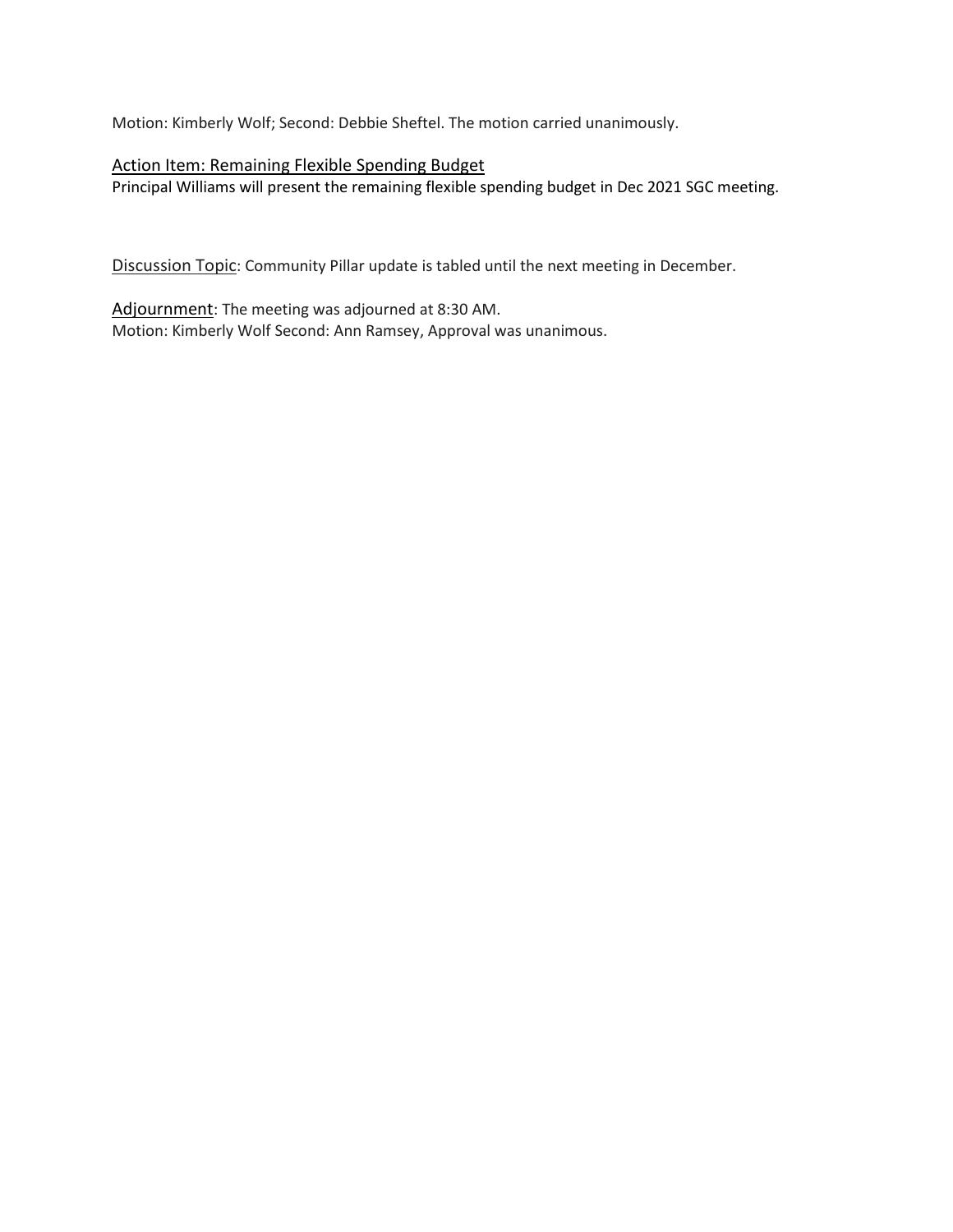Motion: Kimberly Wolf; Second: Debbie Sheftel. The motion carried unanimously.

## Action Item: Remaining Flexible Spending Budget

Principal Williams will present the remaining flexible spending budget in Dec 2021 SGC meeting.

Discussion Topic: Community Pillar update is tabled until the next meeting in December.

Adjournment: The meeting was adjourned at 8:30 AM.
Motion: Kimberly Wolf Second: Ann Ramsey, Approval was unanimous.